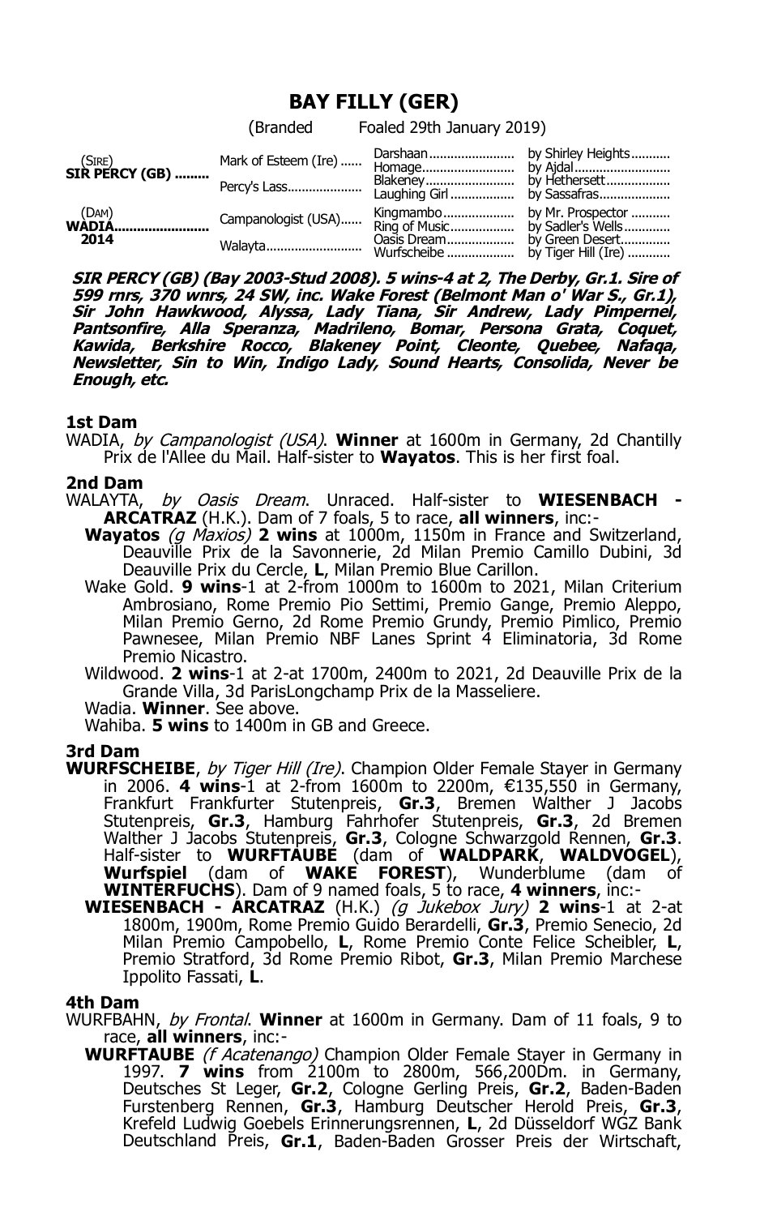# BAY FILLY (GER)

(Branded Foaled 29th January 2019)

| | | | |
|---|---|---|---|
| (SIRE) **SIR PERCY (GB)** | Mark of Esteem (Ire) | Darshaan | by Shirley Heights |
| | | Homage | by Ajdal |
| | Percy's Lass | Blakeney | by Hethersett |
| | | Laughing Girl | by Sassafras |
| (DAM) **WADIA** 2014 | Campanologist (USA) | Kingmambo | by Mr. Prospector |
| | | Ring of Music | by Sadler's Wells |
| | Walayta | Oasis Dream | by Green Desert |
| | | Wurfscheibe | by Tiger Hill (Ire) |

***SIR PERCY (GB) (Bay 2003-Stud 2008). 5 wins-4 at 2, The Derby, Gr.1. Sire of 599 rnrs, 370 wnrs, 24 SW, inc. Wake Forest (Belmont Man o' War S., Gr.1), Sir John Hawkwood, Alyssa, Lady Tiana, Sir Andrew, Lady Pimpernel, Pantsonfire, Alla Speranza, Madrileno, Bomar, Persona Grata, Coquet, Kawida, Berkshire Rocco, Blakeney Point, Cleonte, Quebee, Nafaqa, Newsletter, Sin to Win, Indigo Lady, Sound Hearts, Consolida, Never be Enough, etc.***

### 1st Dam

WADIA, *by Campanologist (USA)*. **Winner** at 1600m in Germany, 2d Chantilly Prix de l'Allee du Mail. Half-sister to **Wayatos**. This is her first foal.

### 2nd Dam

WALAYTA, *by Oasis Dream*. Unraced. Half-sister to **WIESENBACH - ARCATRAZ** (H.K.). Dam of 7 foals, 5 to race, **all winners**, inc:-

**Wayatos** *(g Maxios)* **2 wins** at 1000m, 1150m in France and Switzerland, Deauville Prix de la Savonnerie, 2d Milan Premio Camillo Dubini, 3d Deauville Prix du Cercle, **L**, Milan Premio Blue Carillon.

Wake Gold. **9 wins**-1 at 2-from 1000m to 1600m to 2021, Milan Criterium Ambrosiano, Rome Premio Pio Settimi, Premio Gange, Premio Aleppo, Milan Premio Gerno, 2d Rome Premio Grundy, Premio Pimlico, Premio Pawnesee, Milan Premio NBF Lanes Sprint 4 Eliminatoria, 3d Rome Premio Nicastro.

Wildwood. **2 wins**-1 at 2-at 1700m, 2400m to 2021, 2d Deauville Prix de la Grande Villa, 3d ParisLongchamp Prix de la Masseliere.

Wadia. **Winner**. See above.

Wahiba. **5 wins** to 1400m in GB and Greece.

### 3rd Dam

**WURFSCHEIBE**, *by Tiger Hill (Ire)*. Champion Older Female Stayer in Germany in 2006. **4 wins**-1 at 2-from 1600m to 2200m, €135,550 in Germany, Frankfurt Frankfurter Stutenpreis, **Gr.3**, Bremen Walther J Jacobs Stutenpreis, **Gr.3**, Hamburg Fahrhofer Stutenpreis, **Gr.3**, 2d Bremen Walther J Jacobs Stutenpreis, **Gr.3**, Cologne Schwarzgold Rennen, **Gr.3**. Half-sister to **WURFTAUBE** (dam of **WALDPARK**, **WALDVOGEL**), **Wurfspiel** (dam of **WAKE FOREST**), Wunderblume (dam of **WINTERFUCHS**). Dam of 9 named foals, 5 to race, **4 winners**, inc:-

**WIESENBACH - ARCATRAZ** (H.K.) *(g Jukebox Jury)* **2 wins**-1 at 2-at 1800m, 1900m, Rome Premio Guido Berardelli, **Gr.3**, Premio Senecio, 2d Milan Premio Campobello, **L**, Rome Premio Conte Felice Scheibler, **L**, Premio Stratford, 3d Rome Premio Ribot, **Gr.3**, Milan Premio Marchese Ippolito Fassati, **L**.

### 4th Dam

WURFBAHN, *by Frontal*. **Winner** at 1600m in Germany. Dam of 11 foals, 9 to race, **all winners**, inc:-

**WURFTAUBE** *(f Acatenango)* Champion Older Female Stayer in Germany in 1997. **7 wins** from 2100m to 2800m, 566,200Dm. in Germany, Deutsches St Leger, **Gr.2**, Cologne Gerling Preis, **Gr.2**, Baden-Baden Furstenberg Rennen, **Gr.3**, Hamburg Deutscher Herold Preis, **Gr.3**, Krefeld Ludwig Goebels Erinnerungsrennen, **L**, 2d Düsseldorf WGZ Bank Deutschland Preis, **Gr.1**, Baden-Baden Grosser Preis der Wirtschaft,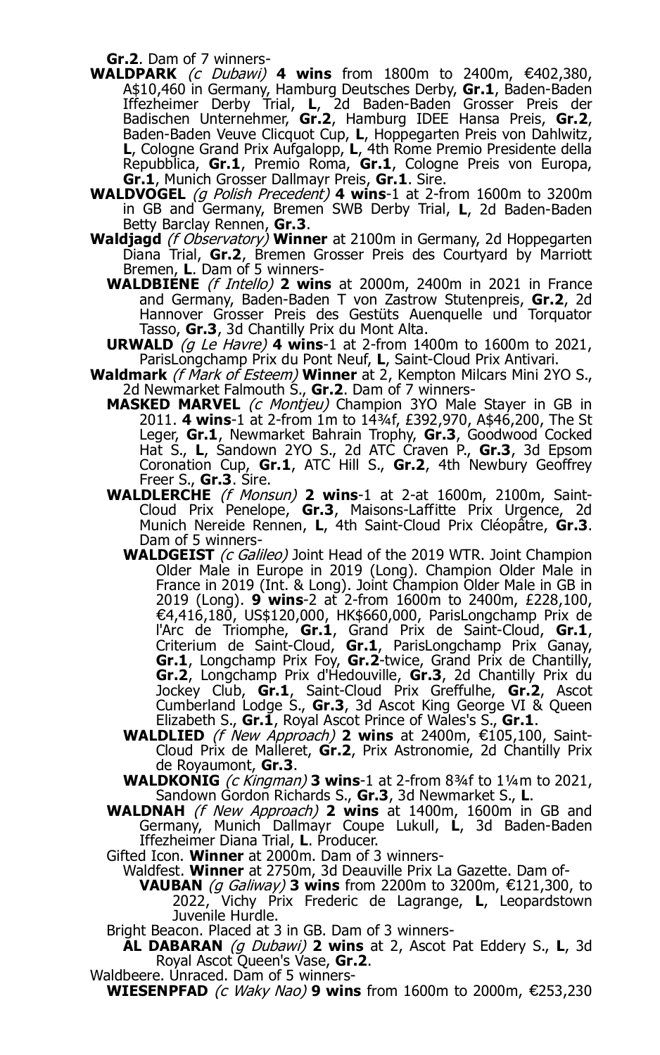**Gr.2**. Dam of 7 winners-

**WALDPARK** *(c Dubawi)* **4 wins** from 1800m to 2400m, €402,380, A$10,460 in Germany, Hamburg Deutsches Derby, **Gr.1**, Baden-Baden Iffezheimer Derby Trial, **L**, 2d Baden-Baden Grosser Preis der Badischen Unternehmer, **Gr.2**, Hamburg IDEE Hansa Preis, **Gr.2**, Baden-Baden Veuve Clicquot Cup, **L**, Hoppegarten Preis von Dahlwitz, **L**, Cologne Grand Prix Aufgalopp, **L**, 4th Rome Premio Presidente della Repubblica, **Gr.1**, Premio Roma, **Gr.1**, Cologne Preis von Europa, **Gr.1**, Munich Grosser Dallmayr Preis, **Gr.1**. Sire.

**WALDVOGEL** *(g Polish Precedent)* **4 wins**-1 at 2-from 1600m to 3200m in GB and Germany, Bremen SWB Derby Trial, **L**, 2d Baden-Baden Betty Barclay Rennen, **Gr.3**.

**Waldjagd** *(f Observatory)* **Winner** at 2100m in Germany, 2d Hoppegarten Diana Trial, **Gr.2**, Bremen Grosser Preis des Courtyard by Marriott Bremen, **L**. Dam of 5 winners-

**WALDBIENE** *(f Intello)* **2 wins** at 2000m, 2400m in 2021 in France and Germany, Baden-Baden T von Zastrow Stutenpreis, **Gr.2**, 2d Hannover Grosser Preis des Gestüts Auenquelle und Torquator Tasso, **Gr.3**, 3d Chantilly Prix du Mont Alta.

**URWALD** *(g Le Havre)* **4 wins**-1 at 2-from 1400m to 1600m to 2021, ParisLongchamp Prix du Pont Neuf, **L**, Saint-Cloud Prix Antivari.

**Waldmark** *(f Mark of Esteem)* **Winner** at 2, Kempton Milcars Mini 2YO S., 2d Newmarket Falmouth S., **Gr.2**. Dam of 7 winners-

**MASKED MARVEL** *(c Montjeu)* Champion 3YO Male Stayer in GB in 2011. **4 wins**-1 at 2-from 1m to 14¾f, £392,970, A$46,200, The St Leger, **Gr.1**, Newmarket Bahrain Trophy, **Gr.3**, Goodwood Cocked Hat S., **L**, Sandown 2YO S., 2d ATC Craven P., **Gr.3**, 3d Epsom Coronation Cup, **Gr.1**, ATC Hill S., **Gr.2**, 4th Newbury Geoffrey Freer S., **Gr.3**. Sire.

**WALDLERCHE** *(f Monsun)* **2 wins**-1 at 2-at 1600m, 2100m, Saint-Cloud Prix Penelope, **Gr.3**, Maisons-Laffitte Prix Urgence, 2d Munich Nereide Rennen, **L**, 4th Saint-Cloud Prix Cléopâtre, **Gr.3**. Dam of 5 winners-

**WALDGEIST** *(c Galileo)* Joint Head of the 2019 WTR. Joint Champion Older Male in Europe in 2019 (Long). Champion Older Male in France in 2019 (Int. & Long). Joint Champion Older Male in GB in 2019 (Long). **9 wins**-2 at 2-from 1600m to 2400m, £228,100, €4,416,180, US$120,000, HK$660,000, ParisLongchamp Prix de l'Arc de Triomphe, **Gr.1**, Grand Prix de Saint-Cloud, **Gr.1**, Criterium de Saint-Cloud, **Gr.1**, ParisLongchamp Prix Ganay, **Gr.1**, Longchamp Prix Foy, **Gr.2**-twice, Grand Prix de Chantilly, **Gr.2**, Longchamp Prix d'Hedouville, **Gr.3**, 2d Chantilly Prix du Jockey Club, **Gr.1**, Saint-Cloud Prix Greffulhe, **Gr.2**, Ascot Cumberland Lodge S., **Gr.3**, 3d Ascot King George VI & Queen Elizabeth S., **Gr.1**, Royal Ascot Prince of Wales's S., **Gr.1**.

**WALDLIED** *(f New Approach)* **2 wins** at 2400m, €105,100, Saint-Cloud Prix de Malleret, **Gr.2**, Prix Astronomie, 2d Chantilly Prix de Royaumont, **Gr.3**.

**WALDKONIG** *(c Kingman)* **3 wins**-1 at 2-from 8¾f to 1¼m to 2021, Sandown Gordon Richards S., **Gr.3**, 3d Newmarket S., **L**.

**WALDNAH** *(f New Approach)* **2 wins** at 1400m, 1600m in GB and Germany, Munich Dallmayr Coupe Lukull, **L**, 3d Baden-Baden Iffezheimer Diana Trial, **L**. Producer.

Gifted Icon. **Winner** at 2000m. Dam of 3 winners-

Waldfest. **Winner** at 2750m, 3d Deauville Prix La Gazette. Dam of-

**VAUBAN** *(g Galiway)* **3 wins** from 2200m to 3200m, €121,300, to 2022, Vichy Prix Frederic de Lagrange, **L**, Leopardstown Juvenile Hurdle.

Bright Beacon. Placed at 3 in GB. Dam of 3 winners-

**AL DABARAN** *(g Dubawi)* **2 wins** at 2, Ascot Pat Eddery S., **L**, 3d Royal Ascot Queen's Vase, **Gr.2**.

Waldbeere. Unraced. Dam of 5 winners-

**WIESENPFAD** *(c Waky Nao)* **9 wins** from 1600m to 2000m, €253,230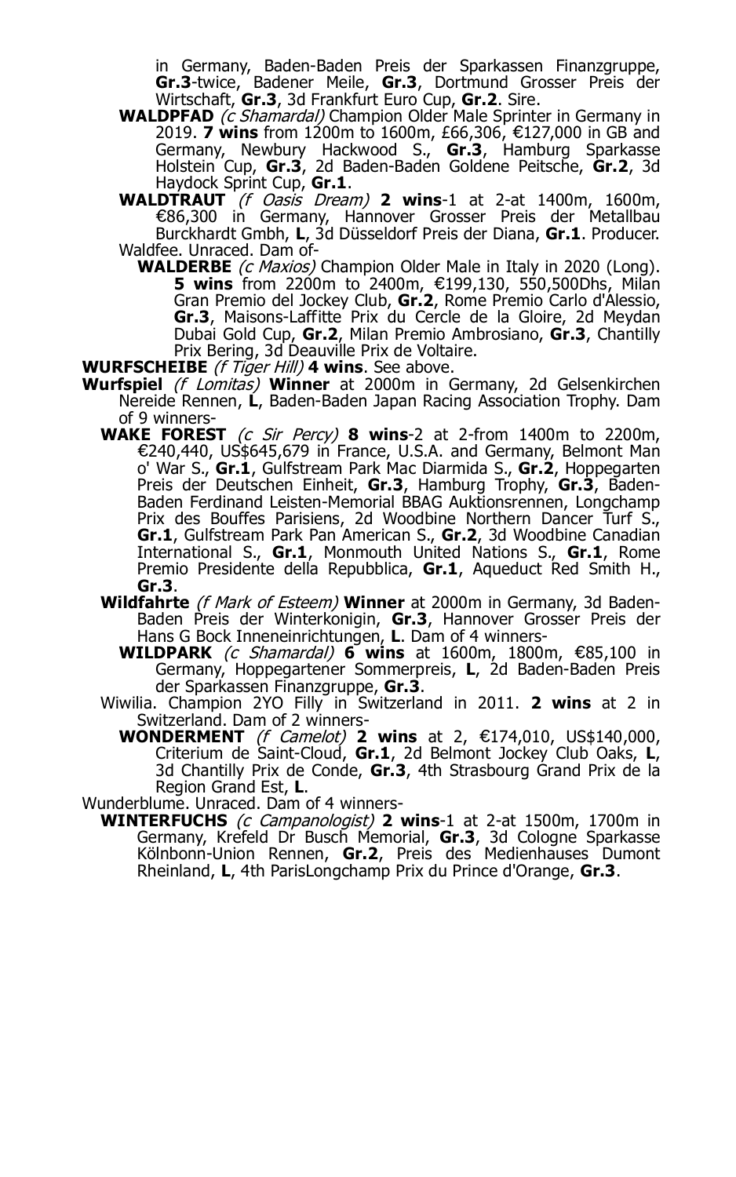in Germany, Baden-Baden Preis der Sparkassen Finanzgruppe, **Gr.3**-twice, Badener Meile, **Gr.3**, Dortmund Grosser Preis der Wirtschaft, **Gr.3**, 3d Frankfurt Euro Cup, **Gr.2**. Sire.

**WALDPFAD** *(c Shamardal)* Champion Older Male Sprinter in Germany in 2019. **7 wins** from 1200m to 1600m, £66,306, €127,000 in GB and Germany, Newbury Hackwood S., **Gr.3**, Hamburg Sparkasse Holstein Cup, **Gr.3**, 2d Baden-Baden Goldene Peitsche, **Gr.2**, 3d Haydock Sprint Cup, **Gr.1**.

**WALDTRAUT** *(f Oasis Dream)* **2 wins**-1 at 2-at 1400m, 1600m, €86,300 in Germany, Hannover Grosser Preis der Metallbau Burckhardt Gmbh, **L**, 3d Düsseldorf Preis der Diana, **Gr.1**. Producer.

Waldfee. Unraced. Dam of-

**WALDERBE** *(c Maxios)* Champion Older Male in Italy in 2020 (Long). **5 wins** from 2200m to 2400m, €199,130, 550,500Dhs, Milan Gran Premio del Jockey Club, **Gr.2**, Rome Premio Carlo d'Alessio, **Gr.3**, Maisons-Laffitte Prix du Cercle de la Gloire, 2d Meydan Dubai Gold Cup, **Gr.2**, Milan Premio Ambrosiano, **Gr.3**, Chantilly Prix Bering, 3d Deauville Prix de Voltaire.

**WURFSCHEIBE** *(f Tiger Hill)* **4 wins**. See above.

**Wurfspiel** *(f Lomitas)* **Winner** at 2000m in Germany, 2d Gelsenkirchen Nereide Rennen, **L**, Baden-Baden Japan Racing Association Trophy. Dam of 9 winners-

**WAKE FOREST** *(c Sir Percy)* **8 wins**-2 at 2-from 1400m to 2200m, €240,440, US$645,679 in France, U.S.A. and Germany, Belmont Man o' War S., **Gr.1**, Gulfstream Park Mac Diarmida S., **Gr.2**, Hoppegarten Preis der Deutschen Einheit, **Gr.3**, Hamburg Trophy, **Gr.3**, Baden-Baden Ferdinand Leisten-Memorial BBAG Auktionsrennen, Longchamp Prix des Bouffes Parisiens, 2d Woodbine Northern Dancer Turf S., **Gr.1**, Gulfstream Park Pan American S., **Gr.2**, 3d Woodbine Canadian International S., **Gr.1**, Monmouth United Nations S., **Gr.1**, Rome Premio Presidente della Repubblica, **Gr.1**, Aqueduct Red Smith H., **Gr.3**.

**Wildfahrte** *(f Mark of Esteem)* **Winner** at 2000m in Germany, 3d Baden-Baden Preis der Winterkonigin, **Gr.3**, Hannover Grosser Preis der Hans G Bock Inneneinrichtungen, **L**. Dam of 4 winners-

**WILDPARK** *(c Shamardal)* **6 wins** at 1600m, 1800m, €85,100 in Germany, Hoppegartener Sommerpreis, **L**, 2d Baden-Baden Preis der Sparkassen Finanzgruppe, **Gr.3**.

Wiwilia. Champion 2YO Filly in Switzerland in 2011. **2 wins** at 2 in Switzerland. Dam of 2 winners-

**WONDERMENT** *(f Camelot)* **2 wins** at 2, €174,010, US$140,000, Criterium de Saint-Cloud, **Gr.1**, 2d Belmont Jockey Club Oaks, **L**, 3d Chantilly Prix de Conde, **Gr.3**, 4th Strasbourg Grand Prix de la Region Grand Est, **L**.

Wunderblume. Unraced. Dam of 4 winners-

**WINTERFUCHS** *(c Campanologist)* **2 wins**-1 at 2-at 1500m, 1700m in Germany, Krefeld Dr Busch Memorial, **Gr.3**, 3d Cologne Sparkasse Kölnbonn-Union Rennen, **Gr.2**, Preis des Medienhauses Dumont Rheinland, **L**, 4th ParisLongchamp Prix du Prince d'Orange, **Gr.3**.